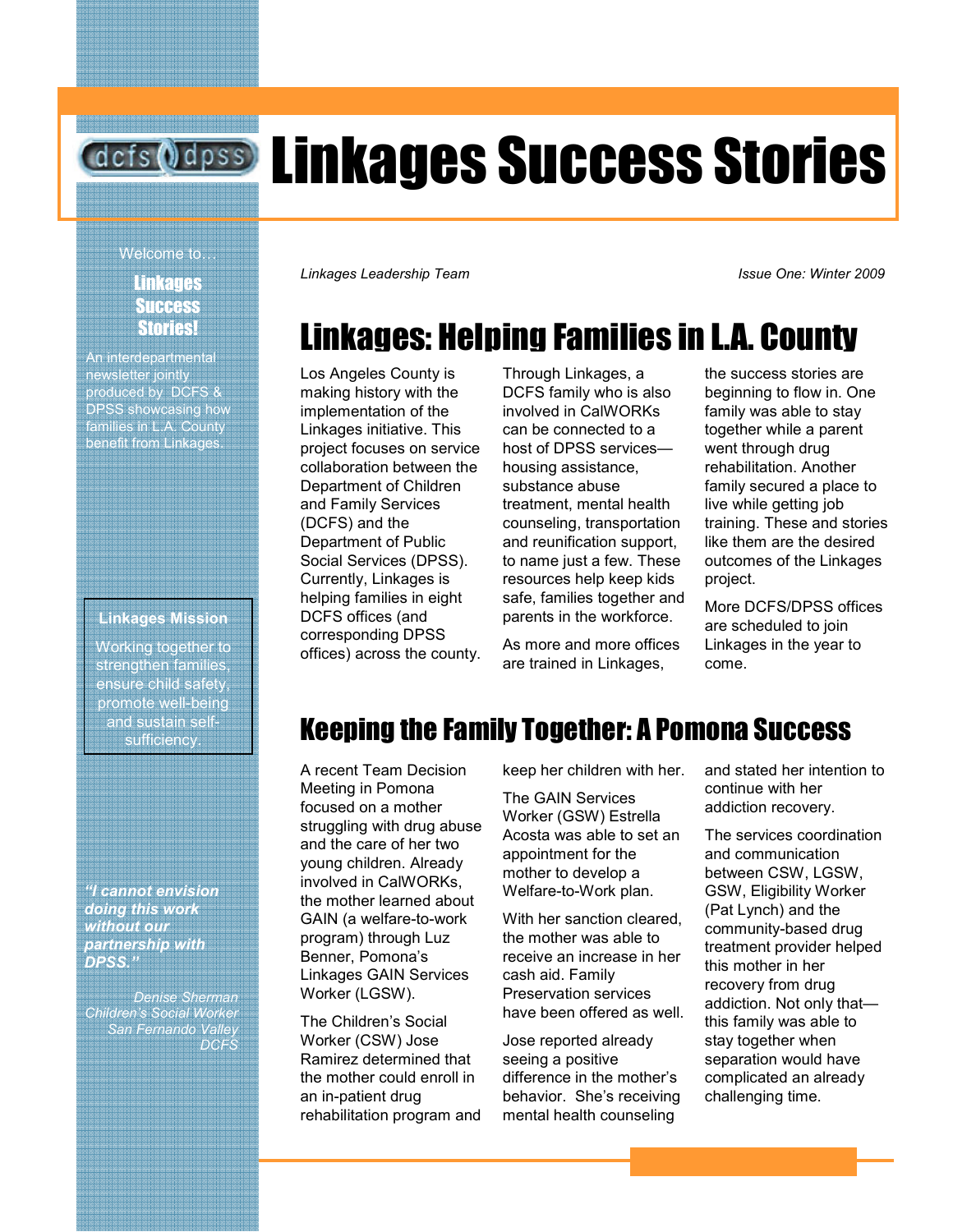# Linkages Success Stories

Welcome to…

**Linkages Success Stories!**

An interdepartmental newsletter jointly produced by DCFS & DPSS showcasing how families in L.A. County benefit from Linkages.

**Linkages Mission**

Working together to strengthen families, ensure child safety, promote well-being and sustain self-sufficiency.

***"I cannot envision doing this work without our partnership with DPSS."***

*Denise Sherman*
*Children's Social Worker*
*San Fernando Valley*
*DCFS*

*Linkages Leadership Team*

*Issue One: Winter 2009*

## Linkages: Helping Families in L.A. County

Los Angeles County is making history with the implementation of the Linkages initiative. This project focuses on service collaboration between the Department of Children and Family Services (DCFS) and the Department of Public Social Services (DPSS). Currently, Linkages is helping families in eight DCFS offices (and corresponding DPSS offices) across the county.

Through Linkages, a DCFS family who is also involved in CalWORKs can be connected to a host of DPSS services—housing assistance, substance abuse treatment, mental health counseling, transportation and reunification support, to name just a few. These resources help keep kids safe, families together and parents in the workforce.

As more and more offices are trained in Linkages, the success stories are beginning to flow in. One family was able to stay together while a parent went through drug rehabilitation. Another family secured a place to live while getting job training. These and stories like them are the desired outcomes of the Linkages project.

More DCFS/DPSS offices are scheduled to join Linkages in the year to come.

## Keeping the Family Together: A Pomona Success

A recent Team Decision Meeting in Pomona focused on a mother struggling with drug abuse and the care of her two young children. Already involved in CalWORKs, the mother learned about GAIN (a welfare-to-work program) through Luz Benner, Pomona's Linkages GAIN Services Worker (LGSW).

The Children's Social Worker (CSW) Jose Ramirez determined that the mother could enroll in an in-patient drug rehabilitation program and keep her children with her.

The GAIN Services Worker (GSW) Estrella Acosta was able to set an appointment for the mother to develop a Welfare-to-Work plan.

With her sanction cleared, the mother was able to receive an increase in her cash aid. Family Preservation services have been offered as well.

Jose reported already seeing a positive difference in the mother's behavior. She's receiving mental health counseling and stated her intention to continue with her addiction recovery.

The services coordination and communication between CSW, LGSW, GSW, Eligibility Worker (Pat Lynch) and the community-based drug treatment provider helped this mother in her recovery from drug addiction. Not only that—this family was able to stay together when separation would have complicated an already challenging time.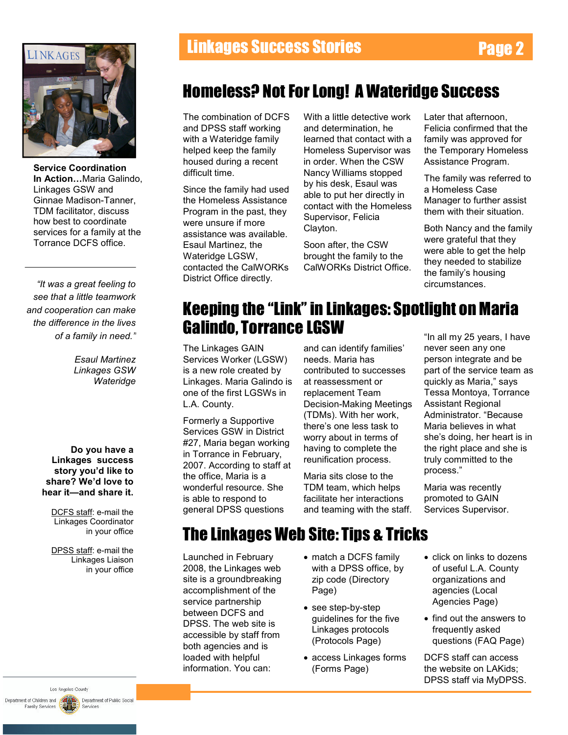# Linkages Success Stories

**Service Coordination In Action…**Maria Galindo, Linkages GSW and Ginnae Madison-Tanner, TDM facilitator, discuss how best to coordinate services for a family at the Torrance DCFS office.

*"It was a great feeling to see that a little teamwork and cooperation can make the difference in the lives of a family in need."*

*Esaul Martinez*
*Linkages GSW*
*Wateridge*

**Do you have a Linkages success story you'd like to share? We'd love to hear it—and share it.**

DCFS staff: e-mail the Linkages Coordinator in your office

DPSS staff: e-mail the Linkages Liaison in your office

## Homeless? Not For Long! A Wateridge Success

The combination of DCFS and DPSS staff working with a Wateridge family helped keep the family housed during a recent difficult time.

Since the family had used the Homeless Assistance Program in the past, they were unsure if more assistance was available. Esaul Martinez, the Wateridge LGSW, contacted the CalWORKs District Office directly.

With a little detective work and determination, he learned that contact with a Homeless Supervisor was in order. When the CSW Nancy Williams stopped by his desk, Esaul was able to put her directly in contact with the Homeless Supervisor, Felicia Clayton.

Soon after, the CSW brought the family to the CalWORKs District Office.

Later that afternoon, Felicia confirmed that the family was approved for the Temporary Homeless Assistance Program.

The family was referred to a Homeless Case Manager to further assist them with their situation.

Both Nancy and the family were grateful that they were able to get the help they needed to stabilize the family's housing circumstances.

## Keeping the "Link" in Linkages: Spotlight on Maria Galindo, Torrance LGSW

The Linkages GAIN Services Worker (LGSW) is a new role created by Linkages. Maria Galindo is one of the first LGSWs in L.A. County.

Formerly a Supportive Services GSW in District #27, Maria began working in Torrance in February, 2007. According to staff at the office, Maria is a wonderful resource. She is able to respond to general DPSS questions and can identify families' needs. Maria has contributed to successes at reassessment or replacement Team Decision-Making Meetings (TDMs). With her work, there's one less task to worry about in terms of having to complete the reunification process.

Maria sits close to the TDM team, which helps facilitate her interactions and teaming with the staff.

"In all my 25 years, I have never seen any one person integrate and be part of the service team as quickly as Maria," says Tessa Montoya, Torrance Assistant Regional Administrator. "Because Maria believes in what she's doing, her heart is in the right place and she is truly committed to the process."

Maria was recently promoted to GAIN Services Supervisor.

## The Linkages Web Site: Tips & Tricks

Launched in February 2008, the Linkages web site is a groundbreaking accomplishment of the service partnership between DCFS and DPSS. The web site is accessible by staff from both agencies and is loaded with helpful information. You can:

- match a DCFS family with a DPSS office, by zip code (Directory Page)
- see step-by-step guidelines for the five Linkages protocols (Protocols Page)
- access Linkages forms (Forms Page)
- click on links to dozens of useful L.A. County organizations and agencies (Local Agencies Page)
- find out the answers to frequently asked questions (FAQ Page)

DCFS staff can access the website on LAKids; DPSS staff via MyDPSS.

Los Angeles County
Department of Children and Family Services
Department of Public Social Services